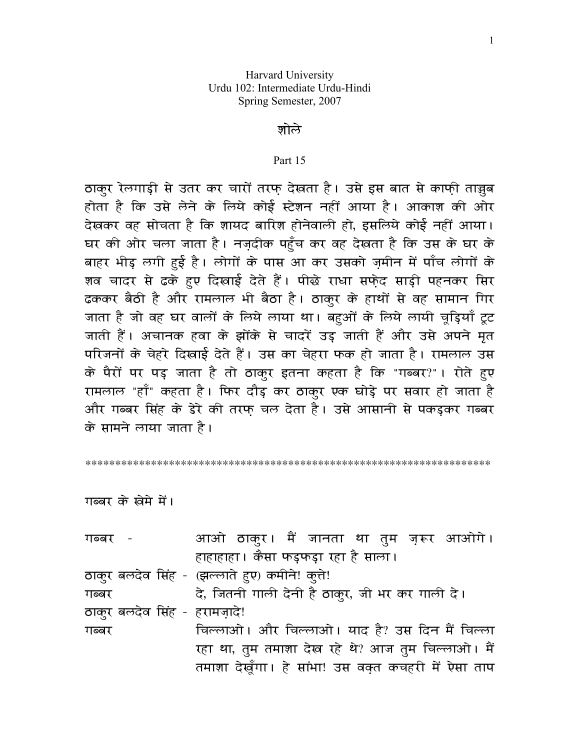Harvard University
Urdu 102: Intermediate Urdu-Hindi
Spring Semester, 2007

# शोले

Part 15

ठाकुर रेलगाड़ी से उतर कर चारों तरफ़ देखता है। उसे इस बात से काफ़ी ताज्जुब होता है कि उसे लेने के लिये कोई स्टेशन नहीं आया है। आकाश की ओर देखकर वह सोचता है कि शायद बारिश होनेवाली हो, इसलिये कोई नहीं आया। घर की ओर चला जाता है। नज़दीक पहुँच कर वह देखता है कि उस के घर के बाहर भीड़ लगी हुई है। लोगों के पास आ कर उसको ज़मीन में पाँच लोगों के शव चादर से ढके हुए दिखाई देते हैं। पीछे राधा सफ़ेद साड़ी पहनकर सिर ढककर बैठी है और रामलाल भी बैठा है। ठाकुर के हाथों से वह सामान गिर जाता है जो वह घर वालों के लिये लाया था। बहुओं के लिये लायी चूड़ियाँ टूट जाती हैं। अचानक हवा के झोंके से चादरें उड़ जाती हैं और उसे अपने मृत परिजनों के चेहरे दिखाई देते हैं। उस का चेहरा फक हो जाता है। रामलाल उस के पैरों पर पड़ जाता है तो ठाकुर इतना कहता है कि "गब्बर?"। रोते हुए रामलाल "हाँ" कहता है। फिर दौड़ कर ठाकुर एक घोड़े पर सवार हो जाता है और गब्बर सिंह के डेरे की तरफ़ चल देता है। उसे आसानी से पकड़कर गब्बर के सामने लाया जाता है।

**********************************************************************

गब्बर के खेमे में।

गब्बर - आओ ठाकुर। मैं जानता था तुम ज़रूर आओगे। हाहाहाहा। कैसा फड़फड़ा रहा है साला।

ठाकुर बलदेव सिंह - (झल्लाते हुए) कमीने! कुत्ते!

गब्बर दे, जितनी गाली देनी है ठाकुर, जी भर कर गाली दे।

ठाकुर बलदेव सिंह - हरामज़ादे!

गब्बर चिल्लाओ। और चिल्लाओ। याद है? उस दिन मैं चिल्ला रहा था, तुम तमाशा देख रहे थे? आज तुम चिल्लाओ। मैं तमाशा देखूँगा। हे सांभा! उस वक़्त कचहरी में ऐसा ताप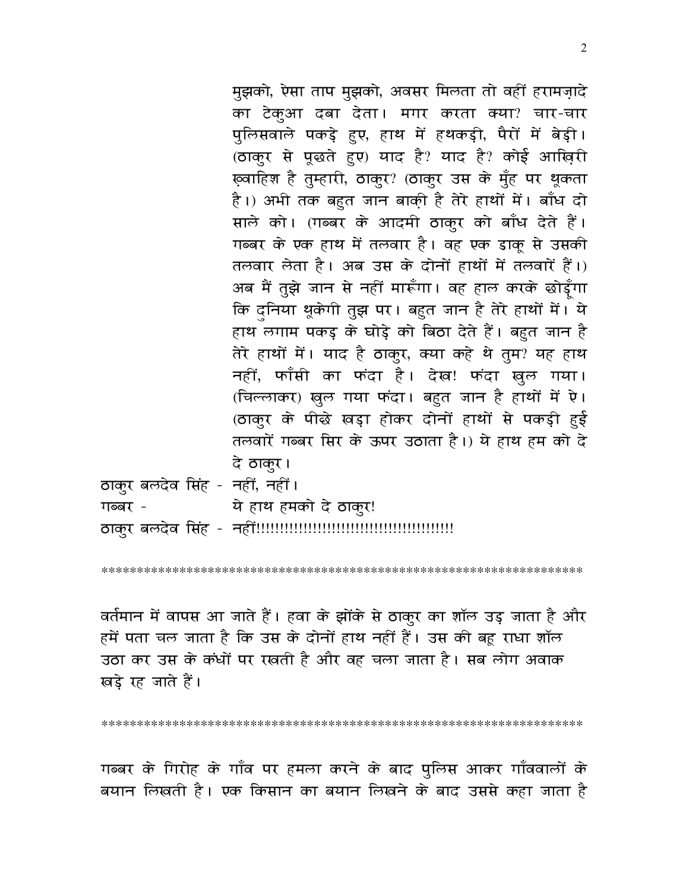मुझको, ऐसा ताप मुझको, अवसर मिलता तो वहीं हरामज़ादे का टेकुआ दबा देता। मगर करता क्या? चार-चार पुलिसवाले पकड़े हुए, हाथ में हथकड़ी, पैरों में बेड़ी। (ठाकुर से पूछते हुए) याद है? याद है? कोई आख़िरी ख़्वाहिश है तुम्हारी, ठाकुर? (ठाकुर उस के मुँह पर थूकता है।) अभी तक बहुत जान बाकी है तेरे हाथों में। बाँध दो साले को। (गब्बर के आदमी ठाकुर को बाँध देते हैं। गब्बर के एक हाथ में तलवार है। वह एक डाकू से उसकी तलवार लेता है। अब उस के दोनों हाथों में तलवारें हैं।) अब मैं तुझे जान से नहीं मारूँगा। वह हाल करके छोड़ूँगा कि दुनिया थूकेगी तुझ पर। बहुत जान है तेरे हाथों में। ये हाथ लगाम पकड़ के घोड़े को बिठा देते हैं। बहुत जान है तेरे हाथों में। याद है ठाकुर, क्या कहे थे तुम? यह हाथ नहीं, फाँसी का फंदा है। देख! फंदा खुल गया। (चिल्लाकर) खुल गया फंदा। बहुत जान है हाथों में ऐ। (ठाकुर के पीछे खड़ा होकर दोनों हाथों से पकड़ी हुई तलवारें गब्बर सिर के ऊपर उठाता है।) ये हाथ हम को दे दे ठाकुर।

ठाकुर बलदेव सिंह - नहीं, नहीं।

गब्बर - ये हाथ हमको दे ठाकुर!

ठाकुर बलदेव सिंह - नहीं!!!!!!!!!!!!!!!!!!!!!!!!!!!!!!!!!!!!!!!!!!

**********************************************************************

वर्तमान में वापस आ जाते हैं। हवा के झोंके से ठाकुर का शॉल उड़ जाता है और हमें पता चल जाता है कि उस के दोनों हाथ नहीं हैं। उस की बहू राधा शॉल उठा कर उस के कंधों पर रखती है और वह चला जाता है। सब लोग अवाक खड़े रह जाते हैं।

**********************************************************************

गब्बर के गिरोह के गाँव पर हमला करने के बाद पुलिस आकर गाँववालों के बयान लिखती है। एक किसान का बयान लिखने के बाद उससे कहा जाता है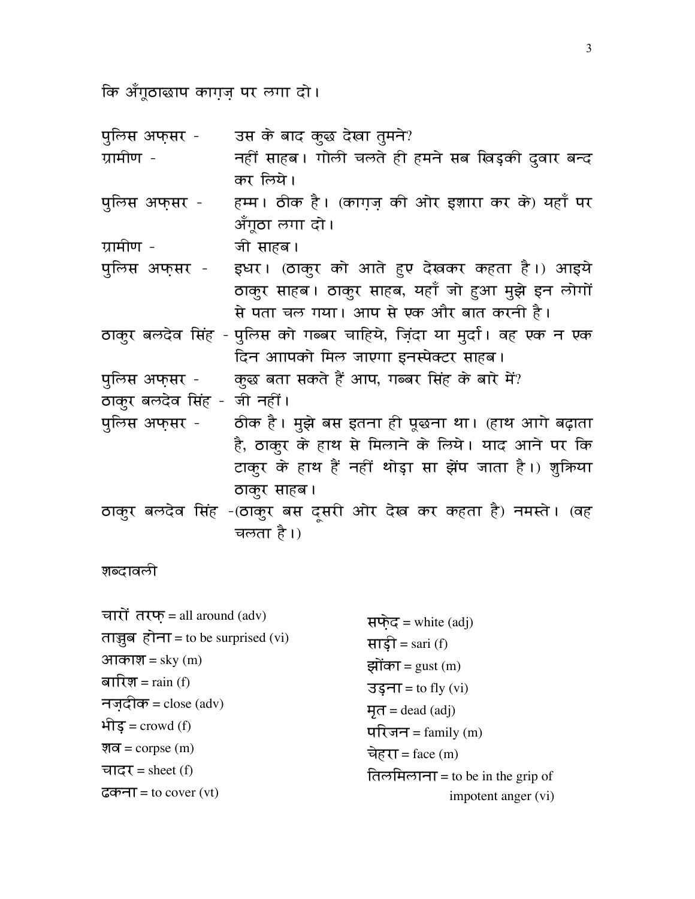कि अँगूठाछाप कागज़ पर लगा दो।

पुलिस अफ़सर - उस के बाद कुछ देखा तुमने?

ग्रामीण - नहीं साहब। गोली चलते ही हमने सब खिड़की दुवार बन्द कर लिये।

पुलिस अफ़सर - हम्म। ठीक है। (कागज़ की ओर इशारा कर के) यहाँ पर अँगूठा लगा दो।

ग्रामीण - जी साहब।

पुलिस अफ़सर - इधर। (ठाकुर को आते हुए देखकर कहता है।) आइये ठाकुर साहब। ठाकुर साहब, यहाँ जो हुआ मुझे इन लोगों से पता चल गया। आप से एक और बात करनी है।

ठाकुर बलदेव सिंह - पुलिस को गब्बर चाहिये, ज़िंदा या मुर्दा। वह एक न एक दिन आपको मिल जाएगा इनस्पेक्टर साहब।

पुलिस अफ़सर - कुछ बता सकते हैं आप, गब्बर सिंह के बारे में?

ठाकुर बलदेव सिंह - जी नहीं।

पुलिस अफ़सर - ठीक है। मुझे बस इतना ही पूछना था। (हाथ आगे बढ़ाता है, ठाकुर के हाथ से मिलाने के लिये। याद आने पर कि टाकुर के हाथ हैं नहीं थोड़ा सा झेंप जाता है।) शुक्रिया ठाकुर साहब।

ठाकुर बलदेव सिंह -(ठाकुर बस दूसरी ओर देख कर कहता है) नमस्ते। (वह चलता है।)

शब्दावली

चारों तरफ़ = all around (adv)
ताज्जुब होना = to be surprised (vi)
आकाश = sky (m)
बारिश = rain (f)
नज़दीक = close (adv)
भीड़ = crowd (f)
शव = corpse (m)
चादर = sheet (f)
ढकना = to cover (vt)
सफ़ेद = white (adj)
साड़ी = sari (f)
झोंका = gust (m)
उड़ना = to fly (vi)
मृत = dead (adj)
परिजन = family (m)
चेहरा = face (m)
तिलमिलाना = to be in the grip of impotent anger (vi)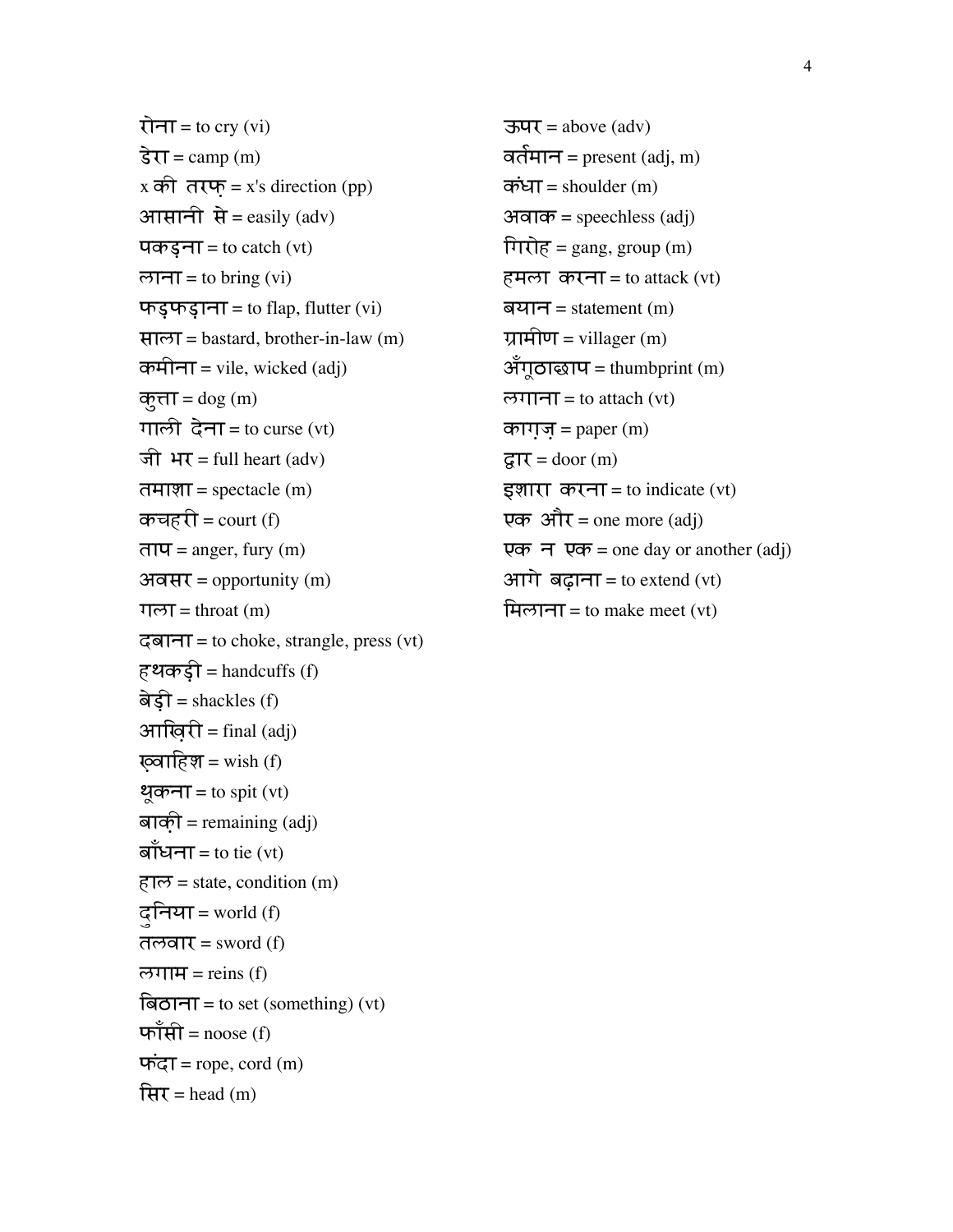रोना = to cry (vi)
डेरा = camp (m)
x की तरफ़ = x's direction (pp)
आसानी से = easily (adv)
पकड़ना = to catch (vt)
लाना = to bring (vi)
फड़फड़ाना = to flap, flutter (vi)
साला = bastard, brother-in-law (m)
कमीना = vile, wicked (adj)
कुत्ता = dog (m)
गाली देना = to curse (vt)
जी भर = full heart (adv)
तमाशा = spectacle (m)
कचहरी = court (f)
ताप = anger, fury (m)
अवसर = opportunity (m)
गला = throat (m)
दबाना = to choke, strangle, press (vt)
हथकड़ी = handcuffs (f)
बेड़ी = shackles (f)
आख़िरी = final (adj)
ख़्वाहिश = wish (f)
थूकना = to spit (vt)
बाक़ी = remaining (adj)
बाँधना = to tie (vt)
हाल = state, condition (m)
दुनिया = world (f)
तलवार = sword (f)
लगाम = reins (f)
बिठाना = to set (something) (vt)
फाँसी = noose (f)
फंदा = rope, cord (m)
सिर = head (m)
ऊपर = above (adv)
वर्तमान = present (adj, m)
कंधा = shoulder (m)
अवाक = speechless (adj)
गिरोह = gang, group (m)
हमला करना = to attack (vt)
बयान = statement (m)
ग्रामीण = villager (m)
अँगूठाछाप = thumbprint (m)
लगाना = to attach (vt)
काग़ज़ = paper (m)
द्वार = door (m)
इशारा करना = to indicate (vt)
एक और = one more (adj)
एक न एक = one day or another (adj)
आगे बढ़ाना = to extend (vt)
मिलाना = to make meet (vt)